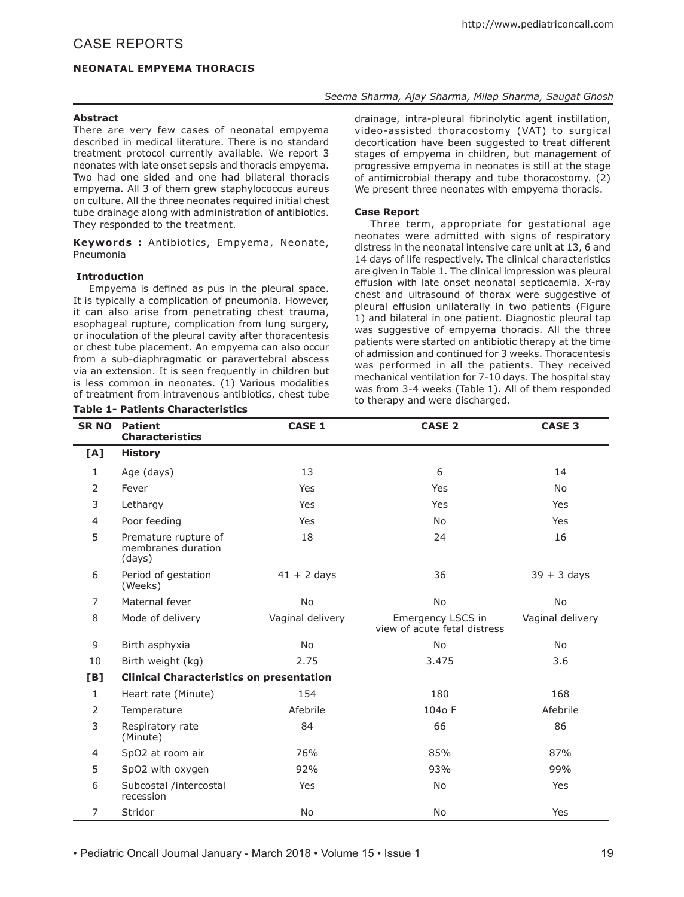# CASE REPORTS

## NEONATAL EMPYEMA THORACIS

*Seema Sharma, Ajay Sharma, Milap Sharma, Saugat Ghosh*

### Abstract

There are very few cases of neonatal empyema described in medical literature. There is no standard treatment protocol currently available. We report 3 neonates with late onset sepsis and thoracis empyema. Two had one sided and one had bilateral thoracis empyema. All 3 of them grew staphylococcus aureus on culture. All the three neonates required initial chest tube drainage along with administration of antibiotics. They responded to the treatment.

**Keywords :** Antibiotics, Empyema, Neonate, Pneumonia

### Introduction

Empyema is defined as pus in the pleural space. It is typically a complication of pneumonia. However, it can also arise from penetrating chest trauma, esophageal rupture, complication from lung surgery, or inoculation of the pleural cavity after thoracentesis or chest tube placement. An empyema can also occur from a sub-diaphragmatic or paravertebral abscess via an extension. It is seen frequently in children but is less common in neonates. (1) Various modalities of treatment from intravenous antibiotics, chest tube drainage, intra-pleural fibrinolytic agent instillation, video-assisted thoracostomy (VAT) to surgical decortication have been suggested to treat different stages of empyema in children, but management of progressive empyema in neonates is still at the stage of antimicrobial therapy and tube thoracostomy. (2) We present three neonates with empyema thoracis.

### Case Report

Three term, appropriate for gestational age neonates were admitted with signs of respiratory distress in the neonatal intensive care unit at 13, 6 and 14 days of life respectively. The clinical characteristics are given in Table 1. The clinical impression was pleural effusion with late onset neonatal septicaemia. X-ray chest and ultrasound of thorax were suggestive of pleural effusion unilaterally in two patients (Figure 1) and bilateral in one patient. Diagnostic pleural tap was suggestive of empyema thoracis. All the three patients were started on antibiotic therapy at the time of admission and continued for 3 weeks. Thoracentesis was performed in all the patients. They received mechanical ventilation for 7-10 days. The hospital stay was from 3-4 weeks (Table 1). All of them responded to therapy and were discharged.

**Table 1- Patients Characteristics**

| SR NO | Patient Characteristics | CASE 1 | CASE 2 | CASE 3 |
|---|---|---|---|---|
| **[A]** | **History** | | | |
| 1 | Age (days) | 13 | 6 | 14 |
| 2 | Fever | Yes | Yes | No |
| 3 | Lethargy | Yes | Yes | Yes |
| 4 | Poor feeding | Yes | No | Yes |
| 5 | Premature rupture of membranes duration (days) | 18 | 24 | 16 |
| 6 | Period of gestation (Weeks) | 41 + 2 days | 36 | 39 + 3 days |
| 7 | Maternal fever | No | No | No |
| 8 | Mode of delivery | Vaginal delivery | Emergency LSCS in view of acute fetal distress | Vaginal delivery |
| 9 | Birth asphyxia | No | No | No |
| 10 | Birth weight (kg) | 2.75 | 3.475 | 3.6 |
| **[B]** | **Clinical Characteristics on presentation** | | | |
| 1 | Heart rate (Minute) | 154 | 180 | 168 |
| 2 | Temperature | Afebrile | 104o F | Afebrile |
| 3 | Respiratory rate (Minute) | 84 | 66 | 86 |
| 4 | SpO2 at room air | 76% | 85% | 87% |
| 5 | SpO2 with oxygen | 92% | 93% | 99% |
| 6 | Subcostal /intercostal recession | Yes | No | Yes |
| 7 | Stridor | No | No | Yes |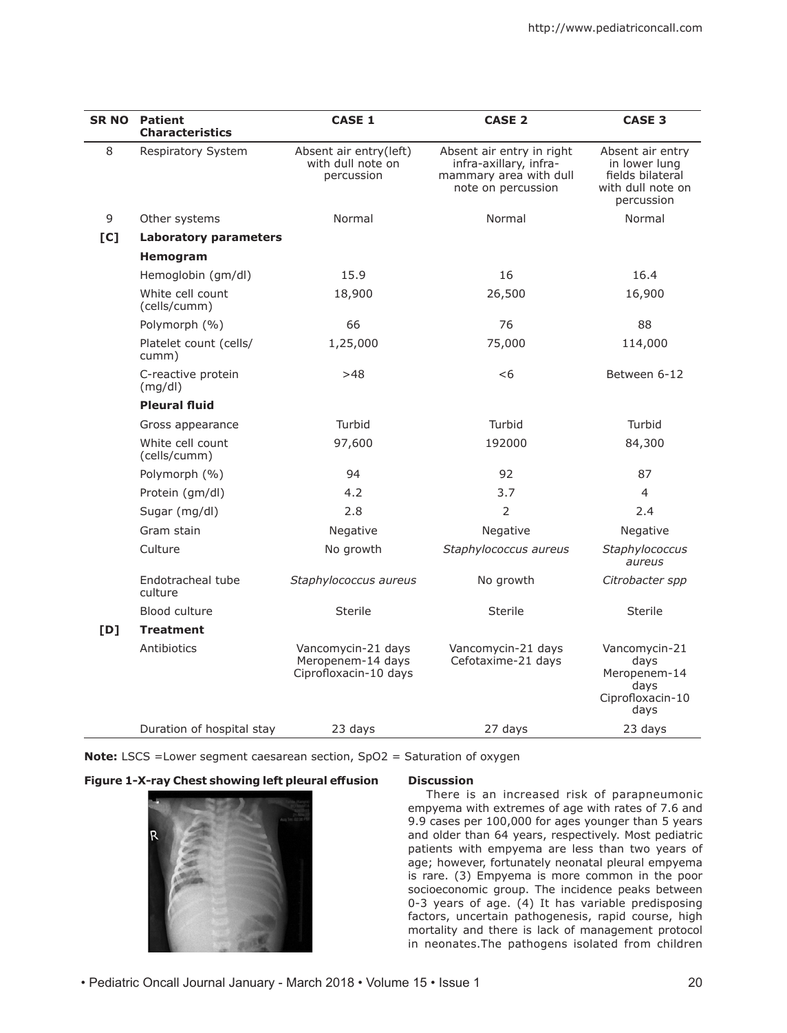| SR NO | Patient Characteristics | CASE 1 | CASE 2 | CASE 3 |
|---|---|---|---|---|
| 8 | Respiratory System | Absent air entry(left) with dull note on percussion | Absent air entry in right infra-axillary, infra-mammary area with dull note on percussion | Absent air entry in lower lung fields bilateral with dull note on percussion |
| 9 | Other systems | Normal | Normal | Normal |
| [C] | **Laboratory parameters** | | | |
| | **Hemogram** | | | |
| | Hemoglobin (gm/dl) | 15.9 | 16 | 16.4 |
| | White cell count (cells/cumm) | 18,900 | 26,500 | 16,900 |
| | Polymorph (%) | 66 | 76 | 88 |
| | Platelet count (cells/ cumm) | 1,25,000 | 75,000 | 114,000 |
| | C-reactive protein (mg/dl) | >48 | <6 | Between 6-12 |
| | **Pleural fluid** | | | |
| | Gross appearance | Turbid | Turbid | Turbid |
| | White cell count (cells/cumm) | 97,600 | 192000 | 84,300 |
| | Polymorph (%) | 94 | 92 | 87 |
| | Protein (gm/dl) | 4.2 | 3.7 | 4 |
| | Sugar (mg/dl) | 2.8 | 2 | 2.4 |
| | Gram stain | Negative | Negative | Negative |
| | Culture | No growth | *Staphylococcus aureus* | *Staphylococcus aureus* |
| | Endotracheal tube culture | *Staphylococcus aureus* | No growth | *Citrobacter spp* |
| | Blood culture | Sterile | Sterile | Sterile |
| [D] | **Treatment** | | | |
| | Antibiotics | Vancomycin-21 days Meropenem-14 days Ciprofloxacin-10 days | Vancomycin-21 days Cefotaxime-21 days | Vancomycin-21 days Meropenem-14 days Ciprofloxacin-10 days |
| | Duration of hospital stay | 23 days | 27 days | 23 days |

**Note:** LSCS =Lower segment caesarean section, SpO2 = Saturation of oxygen

**Figure 1-X-ray Chest showing left pleural effusion**

## Discussion

There is an increased risk of parapneumonic empyema with extremes of age with rates of 7.6 and 9.9 cases per 100,000 for ages younger than 5 years and older than 64 years, respectively. Most pediatric patients with empyema are less than two years of age; however, fortunately neonatal pleural empyema is rare. (3) Empyema is more common in the poor socioeconomic group. The incidence peaks between 0-3 years of age. (4) It has variable predisposing factors, uncertain pathogenesis, rapid course, high mortality and there is lack of management protocol in neonates.The pathogens isolated from children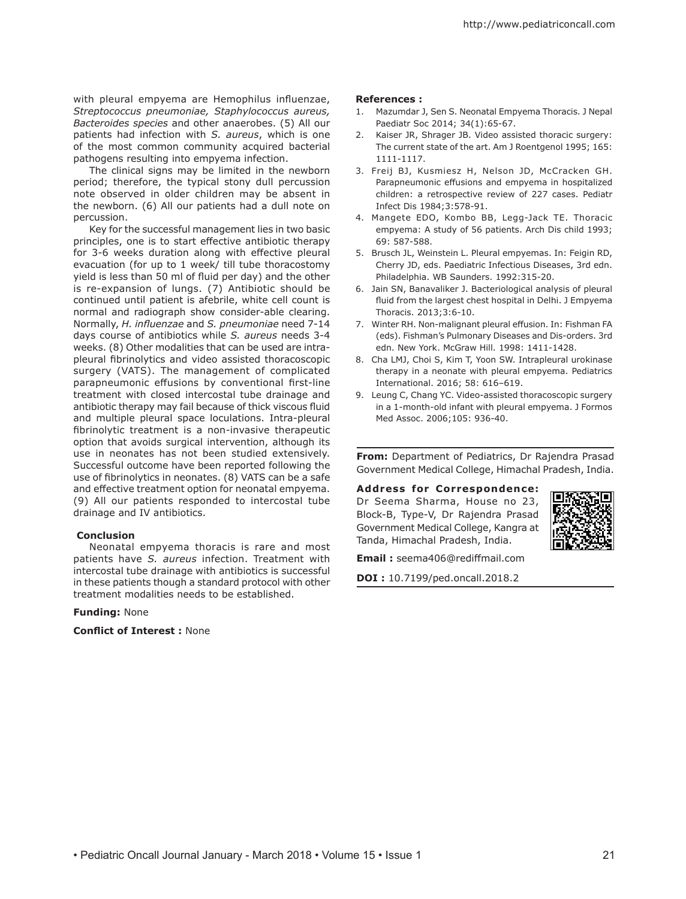with pleural empyema are Hemophilus influenzae, *Streptococcus pneumoniae, Staphylococcus aureus, Bacteroides species* and other anaerobes. (5) All our patients had infection with *S. aureus*, which is one of the most common community acquired bacterial pathogens resulting into empyema infection.

The clinical signs may be limited in the newborn period; therefore, the typical stony dull percussion note observed in older children may be absent in the newborn. (6) All our patients had a dull note on percussion.

Key for the successful management lies in two basic principles, one is to start effective antibiotic therapy for 3-6 weeks duration along with effective pleural evacuation (for up to 1 week/ till tube thoracostomy yield is less than 50 ml of fluid per day) and the other is re-expansion of lungs. (7) Antibiotic should be continued until patient is afebrile, white cell count is normal and radiograph show consider-able clearing. Normally, *H. influenzae* and *S. pneumoniae* need 7-14 days course of antibiotics while *S. aureus* needs 3-4 weeks. (8) Other modalities that can be used are intra-pleural fibrinolytics and video assisted thoracoscopic surgery (VATS). The management of complicated parapneumonic effusions by conventional first-line treatment with closed intercostal tube drainage and antibiotic therapy may fail because of thick viscous fluid and multiple pleural space loculations. Intra-pleural fibrinolytic treatment is a non-invasive therapeutic option that avoids surgical intervention, although its use in neonates has not been studied extensively. Successful outcome have been reported following the use of fibrinolytics in neonates. (8) VATS can be a safe and effective treatment option for neonatal empyema. (9) All our patients responded to intercostal tube drainage and IV antibiotics.

## Conclusion

Neonatal empyema thoracis is rare and most patients have *S. aureus* infection. Treatment with intercostal tube drainage with antibiotics is successful in these patients though a standard protocol with other treatment modalities needs to be established.

**Funding:** None

**Conflict of Interest :** None

## References :

1. Mazumdar J, Sen S. Neonatal Empyema Thoracis. J Nepal Paediatr Soc 2014; 34(1):65-67.
2. Kaiser JR, Shrager JB. Video assisted thoracic surgery: The current state of the art. Am J Roentgenol 1995; 165: 1111-1117.
3. Freij BJ, Kusmiesz H, Nelson JD, McCracken GH. Parapneumonic effusions and empyema in hospitalized children: a retrospective review of 227 cases. Pediatr Infect Dis 1984;3:578-91.
4. Mangete EDO, Kombo BB, Legg-Jack TE. Thoracic empyema: A study of 56 patients. Arch Dis child 1993; 69: 587-588.
5. Brusch JL, Weinstein L. Pleural empyemas. In: Feigin RD, Cherry JD, eds. Paediatric Infectious Diseases, 3rd edn. Philadelphia. WB Saunders. 1992:315-20.
6. Jain SN, Banavaliker J. Bacteriological analysis of pleural fluid from the largest chest hospital in Delhi. J Empyema Thoracis. 2013;3:6-10.
7. Winter RH. Non-malignant pleural effusion. In: Fishman FA (eds). Fishman's Pulmonary Diseases and Dis-orders. 3rd edn. New York. McGraw Hill. 1998: 1411-1428.
8. Cha LMJ, Choi S, Kim T, Yoon SW. Intrapleural urokinase therapy in a neonate with pleural empyema. Pediatrics International. 2016; 58: 616–619.
9. Leung C, Chang YC. Video-assisted thoracoscopic surgery in a 1-month-old infant with pleural empyema. J Formos Med Assoc. 2006;105: 936-40.

**From:** Department of Pediatrics, Dr Rajendra Prasad Government Medical College, Himachal Pradesh, India.

**Address for Correspondence:** Dr Seema Sharma, House no 23, Block-B, Type-V, Dr Rajendra Prasad Government Medical College, Kangra at Tanda, Himachal Pradesh, India.

**Email :** seema406@rediffmail.com

**DOI :** 10.7199/ped.oncall.2018.2